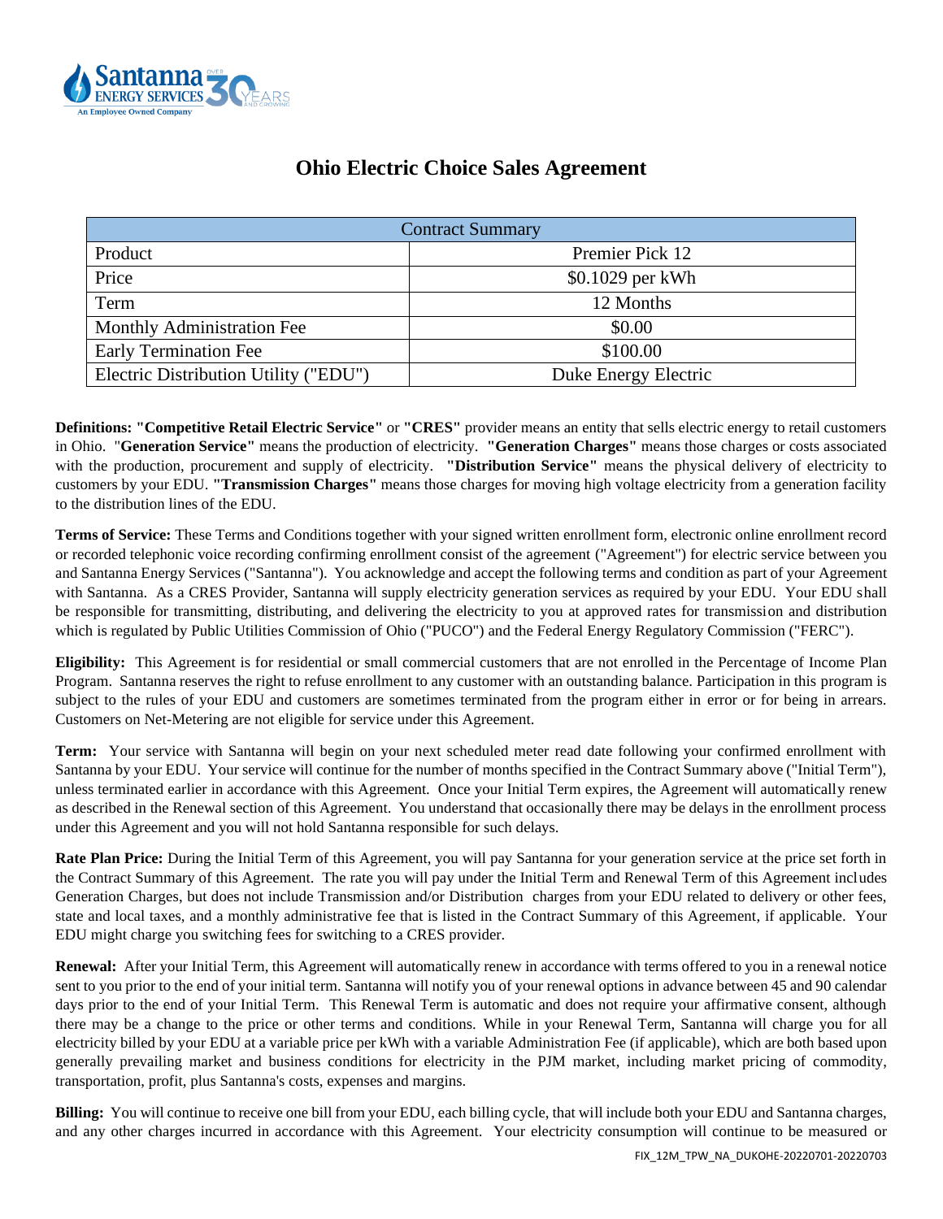# Ohio Electric Choice Sales Agreement

| Contract Summary | |
|---|---|
| Product | Premier Pick 12 |
| Price | $0.1029 per kWh |
| Term | 12 Months |
| Monthly Administration Fee | $0.00 |
| Early Termination Fee | $100.00 |
| Electric Distribution Utility ("EDU") | Duke Energy Electric |

**Definitions: "Competitive Retail Electric Service"** or **"CRES"** provider means an entity that sells electric energy to retail customers in Ohio. "**Generation Service**" means the production of electricity. **"Generation Charges"** means those charges or costs associated with the production, procurement and supply of electricity. **"Distribution Service"** means the physical delivery of electricity to customers by your EDU. **"Transmission Charges"** means those charges for moving high voltage electricity from a generation facility to the distribution lines of the EDU.

**Terms of Service:** These Terms and Conditions together with your signed written enrollment form, electronic online enrollment record or recorded telephonic voice recording confirming enrollment consist of the agreement ("Agreement") for electric service between you and Santanna Energy Services ("Santanna"). You acknowledge and accept the following terms and condition as part of your Agreement with Santanna. As a CRES Provider, Santanna will supply electricity generation services as required by your EDU. Your EDU shall be responsible for transmitting, distributing, and delivering the electricity to you at approved rates for transmission and distribution which is regulated by Public Utilities Commission of Ohio ("PUCO") and the Federal Energy Regulatory Commission ("FERC").

**Eligibility:** This Agreement is for residential or small commercial customers that are not enrolled in the Percentage of Income Plan Program. Santanna reserves the right to refuse enrollment to any customer with an outstanding balance. Participation in this program is subject to the rules of your EDU and customers are sometimes terminated from the program either in error or for being in arrears. Customers on Net-Metering are not eligible for service under this Agreement.

**Term:** Your service with Santanna will begin on your next scheduled meter read date following your confirmed enrollment with Santanna by your EDU. Your service will continue for the number of months specified in the Contract Summary above ("Initial Term"), unless terminated earlier in accordance with this Agreement. Once your Initial Term expires, the Agreement will automatically renew as described in the Renewal section of this Agreement. You understand that occasionally there may be delays in the enrollment process under this Agreement and you will not hold Santanna responsible for such delays.

**Rate Plan Price:** During the Initial Term of this Agreement, you will pay Santanna for your generation service at the price set forth in the Contract Summary of this Agreement. The rate you will pay under the Initial Term and Renewal Term of this Agreement includes Generation Charges, but does not include Transmission and/or Distribution charges from your EDU related to delivery or other fees, state and local taxes, and a monthly administrative fee that is listed in the Contract Summary of this Agreement, if applicable. Your EDU might charge you switching fees for switching to a CRES provider.

**Renewal:** After your Initial Term, this Agreement will automatically renew in accordance with terms offered to you in a renewal notice sent to you prior to the end of your initial term. Santanna will notify you of your renewal options in advance between 45 and 90 calendar days prior to the end of your Initial Term. This Renewal Term is automatic and does not require your affirmative consent, although there may be a change to the price or other terms and conditions. While in your Renewal Term, Santanna will charge you for all electricity billed by your EDU at a variable price per kWh with a variable Administration Fee (if applicable), which are both based upon generally prevailing market and business conditions for electricity in the PJM market, including market pricing of commodity, transportation, profit, plus Santanna's costs, expenses and margins.

**Billing:** You will continue to receive one bill from your EDU, each billing cycle, that will include both your EDU and Santanna charges, and any other charges incurred in accordance with this Agreement. Your electricity consumption will continue to be measured or

FIX_12M_TPW_NA_DUKOHE-20220701-20220703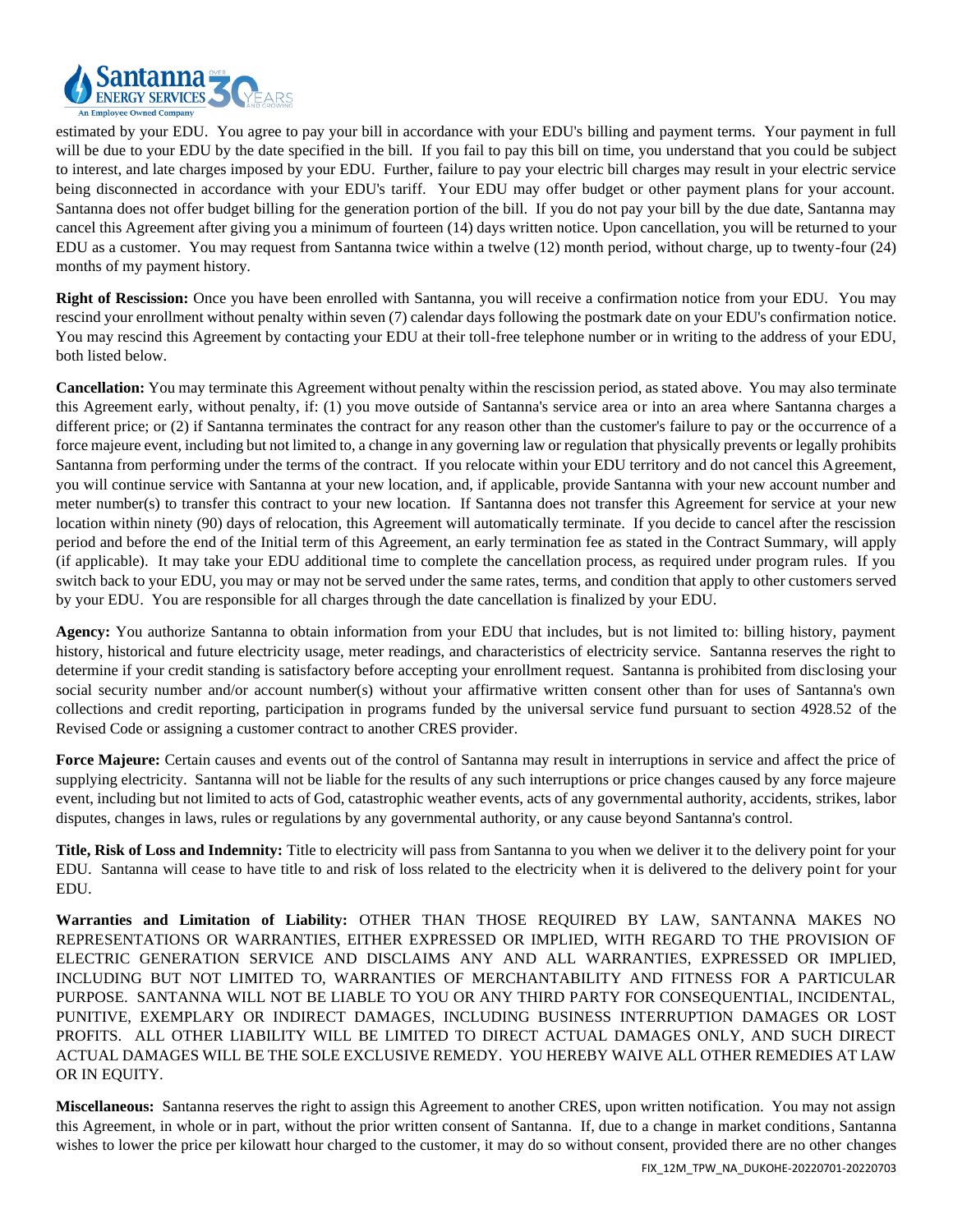estimated by your EDU. You agree to pay your bill in accordance with your EDU's billing and payment terms. Your payment in full will be due to your EDU by the date specified in the bill. If you fail to pay this bill on time, you understand that you could be subject to interest, and late charges imposed by your EDU. Further, failure to pay your electric bill charges may result in your electric service being disconnected in accordance with your EDU's tariff. Your EDU may offer budget or other payment plans for your account. Santanna does not offer budget billing for the generation portion of the bill. If you do not pay your bill by the due date, Santanna may cancel this Agreement after giving you a minimum of fourteen (14) days written notice. Upon cancellation, you will be returned to your EDU as a customer. You may request from Santanna twice within a twelve (12) month period, without charge, up to twenty-four (24) months of my payment history.

**Right of Rescission:** Once you have been enrolled with Santanna, you will receive a confirmation notice from your EDU. You may rescind your enrollment without penalty within seven (7) calendar days following the postmark date on your EDU's confirmation notice. You may rescind this Agreement by contacting your EDU at their toll-free telephone number or in writing to the address of your EDU, both listed below.

**Cancellation:** You may terminate this Agreement without penalty within the rescission period, as stated above. You may also terminate this Agreement early, without penalty, if: (1) you move outside of Santanna's service area or into an area where Santanna charges a different price; or (2) if Santanna terminates the contract for any reason other than the customer's failure to pay or the occurrence of a force majeure event, including but not limited to, a change in any governing law or regulation that physically prevents or legally prohibits Santanna from performing under the terms of the contract. If you relocate within your EDU territory and do not cancel this Agreement, you will continue service with Santanna at your new location, and, if applicable, provide Santanna with your new account number and meter number(s) to transfer this contract to your new location. If Santanna does not transfer this Agreement for service at your new location within ninety (90) days of relocation, this Agreement will automatically terminate. If you decide to cancel after the rescission period and before the end of the Initial term of this Agreement, an early termination fee as stated in the Contract Summary, will apply (if applicable). It may take your EDU additional time to complete the cancellation process, as required under program rules. If you switch back to your EDU, you may or may not be served under the same rates, terms, and condition that apply to other customers served by your EDU. You are responsible for all charges through the date cancellation is finalized by your EDU.

**Agency:** You authorize Santanna to obtain information from your EDU that includes, but is not limited to: billing history, payment history, historical and future electricity usage, meter readings, and characteristics of electricity service. Santanna reserves the right to determine if your credit standing is satisfactory before accepting your enrollment request. Santanna is prohibited from disclosing your social security number and/or account number(s) without your affirmative written consent other than for uses of Santanna's own collections and credit reporting, participation in programs funded by the universal service fund pursuant to section 4928.52 of the Revised Code or assigning a customer contract to another CRES provider.

**Force Majeure:** Certain causes and events out of the control of Santanna may result in interruptions in service and affect the price of supplying electricity. Santanna will not be liable for the results of any such interruptions or price changes caused by any force majeure event, including but not limited to acts of God, catastrophic weather events, acts of any governmental authority, accidents, strikes, labor disputes, changes in laws, rules or regulations by any governmental authority, or any cause beyond Santanna's control.

**Title, Risk of Loss and Indemnity:** Title to electricity will pass from Santanna to you when we deliver it to the delivery point for your EDU. Santanna will cease to have title to and risk of loss related to the electricity when it is delivered to the delivery point for your EDU.

**Warranties and Limitation of Liability:** OTHER THAN THOSE REQUIRED BY LAW, SANTANNA MAKES NO REPRESENTATIONS OR WARRANTIES, EITHER EXPRESSED OR IMPLIED, WITH REGARD TO THE PROVISION OF ELECTRIC GENERATION SERVICE AND DISCLAIMS ANY AND ALL WARRANTIES, EXPRESSED OR IMPLIED, INCLUDING BUT NOT LIMITED TO, WARRANTIES OF MERCHANTABILITY AND FITNESS FOR A PARTICULAR PURPOSE. SANTANNA WILL NOT BE LIABLE TO YOU OR ANY THIRD PARTY FOR CONSEQUENTIAL, INCIDENTAL, PUNITIVE, EXEMPLARY OR INDIRECT DAMAGES, INCLUDING BUSINESS INTERRUPTION DAMAGES OR LOST PROFITS. ALL OTHER LIABILITY WILL BE LIMITED TO DIRECT ACTUAL DAMAGES ONLY, AND SUCH DIRECT ACTUAL DAMAGES WILL BE THE SOLE EXCLUSIVE REMEDY. YOU HEREBY WAIVE ALL OTHER REMEDIES AT LAW OR IN EQUITY.

**Miscellaneous:** Santanna reserves the right to assign this Agreement to another CRES, upon written notification. You may not assign this Agreement, in whole or in part, without the prior written consent of Santanna. If, due to a change in market conditions, Santanna wishes to lower the price per kilowatt hour charged to the customer, it may do so without consent, provided there are no other changes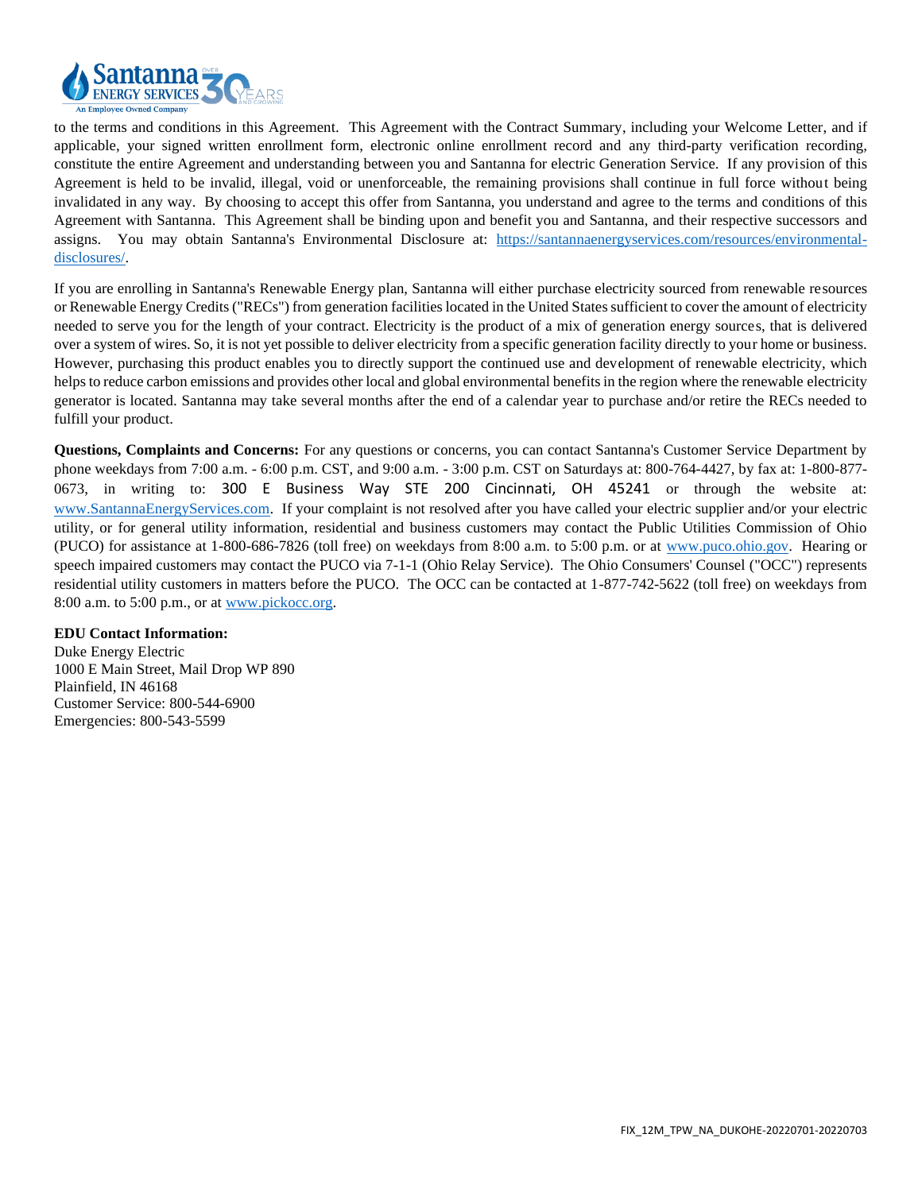to the terms and conditions in this Agreement. This Agreement with the Contract Summary, including your Welcome Letter, and if applicable, your signed written enrollment form, electronic online enrollment record and any third-party verification recording, constitute the entire Agreement and understanding between you and Santanna for electric Generation Service. If any provision of this Agreement is held to be invalid, illegal, void or unenforceable, the remaining provisions shall continue in full force without being invalidated in any way. By choosing to accept this offer from Santanna, you understand and agree to the terms and conditions of this Agreement with Santanna. This Agreement shall be binding upon and benefit you and Santanna, and their respective successors and assigns. You may obtain Santanna's Environmental Disclosure at: https://santannaenergyservices.com/resources/environmental-disclosures/.

If you are enrolling in Santanna's Renewable Energy plan, Santanna will either purchase electricity sourced from renewable resources or Renewable Energy Credits ("RECs") from generation facilities located in the United States sufficient to cover the amount of electricity needed to serve you for the length of your contract. Electricity is the product of a mix of generation energy sources, that is delivered over a system of wires. So, it is not yet possible to deliver electricity from a specific generation facility directly to your home or business. However, purchasing this product enables you to directly support the continued use and development of renewable electricity, which helps to reduce carbon emissions and provides other local and global environmental benefits in the region where the renewable electricity generator is located. Santanna may take several months after the end of a calendar year to purchase and/or retire the RECs needed to fulfill your product.

**Questions, Complaints and Concerns:** For any questions or concerns, you can contact Santanna's Customer Service Department by phone weekdays from 7:00 a.m. - 6:00 p.m. CST, and 9:00 a.m. - 3:00 p.m. CST on Saturdays at: 800-764-4427, by fax at: 1-800-877-0673, in writing to: 300 E Business Way STE 200 Cincinnati, OH 45241 or through the website at: www.SantannaEnergyServices.com. If your complaint is not resolved after you have called your electric supplier and/or your electric utility, or for general utility information, residential and business customers may contact the Public Utilities Commission of Ohio (PUCO) for assistance at 1-800-686-7826 (toll free) on weekdays from 8:00 a.m. to 5:00 p.m. or at www.puco.ohio.gov. Hearing or speech impaired customers may contact the PUCO via 7-1-1 (Ohio Relay Service). The Ohio Consumers' Counsel ("OCC") represents residential utility customers in matters before the PUCO. The OCC can be contacted at 1-877-742-5622 (toll free) on weekdays from 8:00 a.m. to 5:00 p.m., or at www.pickocc.org.

**EDU Contact Information:**
Duke Energy Electric
1000 E Main Street, Mail Drop WP 890
Plainfield, IN 46168
Customer Service: 800-544-6900
Emergencies: 800-543-5599

FIX_12M_TPW_NA_DUKOHE-20220701-20220703